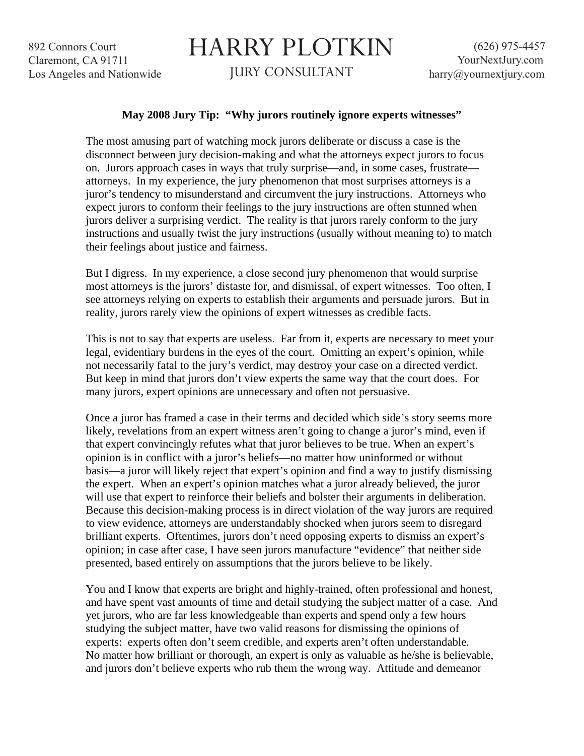892 Connors Court
Claremont, CA 91711
Los Angeles and Nationwide

# HARRY PLOTKIN

JURY CONSULTANT

(626) 975-4457
YourNextJury.com
harry@yournextjury.com

**May 2008 Jury Tip: "Why jurors routinely ignore experts witnesses"**

The most amusing part of watching mock jurors deliberate or discuss a case is the disconnect between jury decision-making and what the attorneys expect jurors to focus on. Jurors approach cases in ways that truly surprise—and, in some cases, frustrate—attorneys. In my experience, the jury phenomenon that most surprises attorneys is a juror's tendency to misunderstand and circumvent the jury instructions. Attorneys who expect jurors to conform their feelings to the jury instructions are often stunned when jurors deliver a surprising verdict. The reality is that jurors rarely conform to the jury instructions and usually twist the jury instructions (usually without meaning to) to match their feelings about justice and fairness.

But I digress. In my experience, a close second jury phenomenon that would surprise most attorneys is the jurors' distaste for, and dismissal, of expert witnesses. Too often, I see attorneys relying on experts to establish their arguments and persuade jurors. But in reality, jurors rarely view the opinions of expert witnesses as credible facts.

This is not to say that experts are useless. Far from it, experts are necessary to meet your legal, evidentiary burdens in the eyes of the court. Omitting an expert's opinion, while not necessarily fatal to the jury's verdict, may destroy your case on a directed verdict. But keep in mind that jurors don't view experts the same way that the court does. For many jurors, expert opinions are unnecessary and often not persuasive.

Once a juror has framed a case in their terms and decided which side's story seems more likely, revelations from an expert witness aren't going to change a juror's mind, even if that expert convincingly refutes what that juror believes to be true. When an expert's opinion is in conflict with a juror's beliefs—no matter how uninformed or without basis—a juror will likely reject that expert's opinion and find a way to justify dismissing the expert. When an expert's opinion matches what a juror already believed, the juror will use that expert to reinforce their beliefs and bolster their arguments in deliberation. Because this decision-making process is in direct violation of the way jurors are required to view evidence, attorneys are understandably shocked when jurors seem to disregard brilliant experts. Oftentimes, jurors don't need opposing experts to dismiss an expert's opinion; in case after case, I have seen jurors manufacture "evidence" that neither side presented, based entirely on assumptions that the jurors believe to be likely.

You and I know that experts are bright and highly-trained, often professional and honest, and have spent vast amounts of time and detail studying the subject matter of a case. And yet jurors, who are far less knowledgeable than experts and spend only a few hours studying the subject matter, have two valid reasons for dismissing the opinions of experts: experts often don't seem credible, and experts aren't often understandable. No matter how brilliant or thorough, an expert is only as valuable as he/she is believable, and jurors don't believe experts who rub them the wrong way. Attitude and demeanor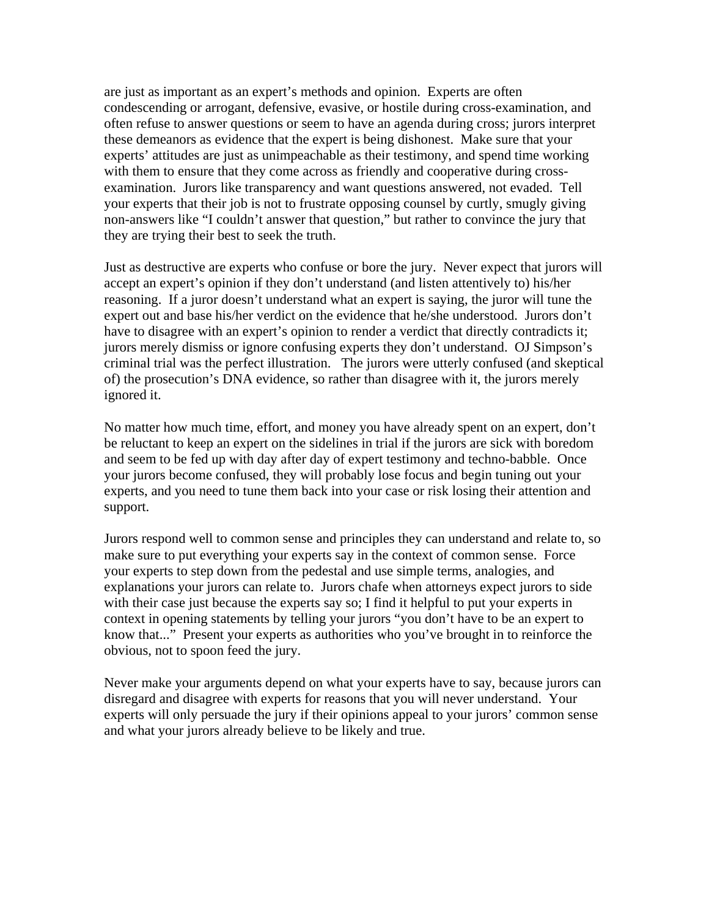are just as important as an expert's methods and opinion. Experts are often condescending or arrogant, defensive, evasive, or hostile during cross-examination, and often refuse to answer questions or seem to have an agenda during cross; jurors interpret these demeanors as evidence that the expert is being dishonest. Make sure that your experts' attitudes are just as unimpeachable as their testimony, and spend time working with them to ensure that they come across as friendly and cooperative during cross-examination. Jurors like transparency and want questions answered, not evaded. Tell your experts that their job is not to frustrate opposing counsel by curtly, smugly giving non-answers like "I couldn't answer that question," but rather to convince the jury that they are trying their best to seek the truth.

Just as destructive are experts who confuse or bore the jury. Never expect that jurors will accept an expert's opinion if they don't understand (and listen attentively to) his/her reasoning. If a juror doesn't understand what an expert is saying, the juror will tune the expert out and base his/her verdict on the evidence that he/she understood. Jurors don't have to disagree with an expert's opinion to render a verdict that directly contradicts it; jurors merely dismiss or ignore confusing experts they don't understand. OJ Simpson's criminal trial was the perfect illustration. The jurors were utterly confused (and skeptical of) the prosecution's DNA evidence, so rather than disagree with it, the jurors merely ignored it.

No matter how much time, effort, and money you have already spent on an expert, don't be reluctant to keep an expert on the sidelines in trial if the jurors are sick with boredom and seem to be fed up with day after day of expert testimony and techno-babble. Once your jurors become confused, they will probably lose focus and begin tuning out your experts, and you need to tune them back into your case or risk losing their attention and support.

Jurors respond well to common sense and principles they can understand and relate to, so make sure to put everything your experts say in the context of common sense. Force your experts to step down from the pedestal and use simple terms, analogies, and explanations your jurors can relate to. Jurors chafe when attorneys expect jurors to side with their case just because the experts say so; I find it helpful to put your experts in context in opening statements by telling your jurors "you don't have to be an expert to know that..." Present your experts as authorities who you've brought in to reinforce the obvious, not to spoon feed the jury.

Never make your arguments depend on what your experts have to say, because jurors can disregard and disagree with experts for reasons that you will never understand. Your experts will only persuade the jury if their opinions appeal to your jurors' common sense and what your jurors already believe to be likely and true.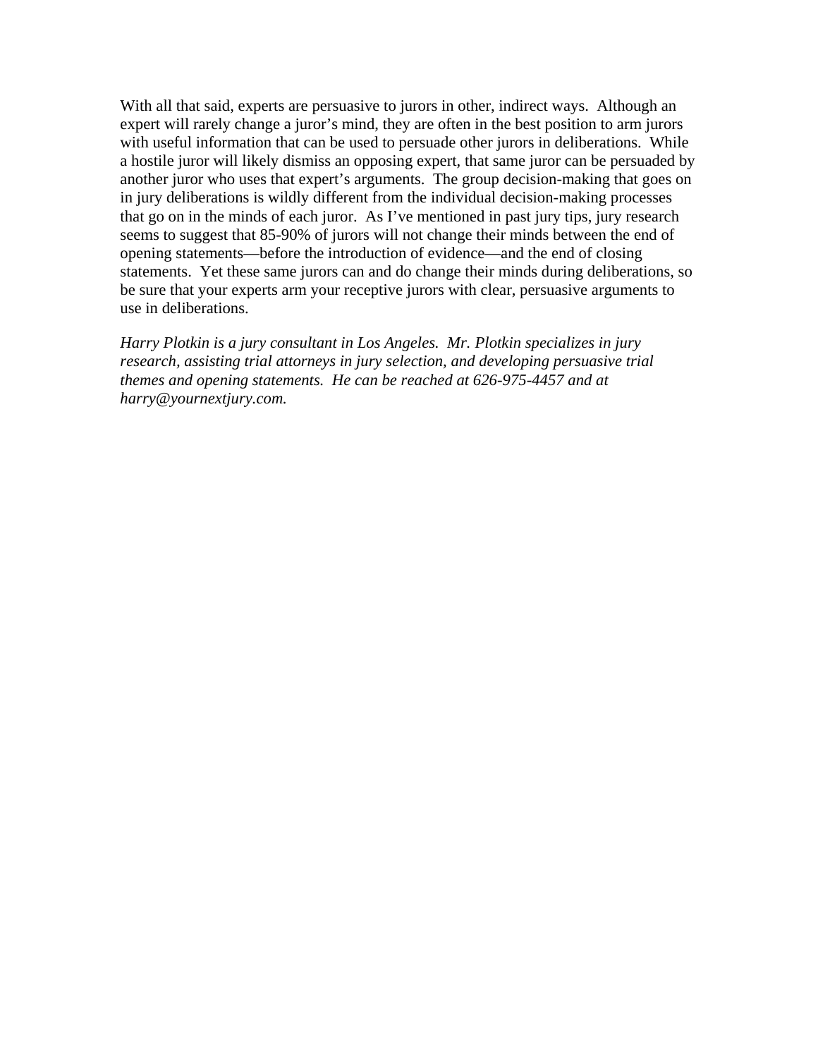With all that said, experts are persuasive to jurors in other, indirect ways. Although an expert will rarely change a juror's mind, they are often in the best position to arm jurors with useful information that can be used to persuade other jurors in deliberations. While a hostile juror will likely dismiss an opposing expert, that same juror can be persuaded by another juror who uses that expert's arguments. The group decision-making that goes on in jury deliberations is wildly different from the individual decision-making processes that go on in the minds of each juror. As I've mentioned in past jury tips, jury research seems to suggest that 85-90% of jurors will not change their minds between the end of opening statements—before the introduction of evidence—and the end of closing statements. Yet these same jurors can and do change their minds during deliberations, so be sure that your experts arm your receptive jurors with clear, persuasive arguments to use in deliberations.

*Harry Plotkin is a jury consultant in Los Angeles. Mr. Plotkin specializes in jury research, assisting trial attorneys in jury selection, and developing persuasive trial themes and opening statements. He can be reached at 626-975-4457 and at harry@yournextjury.com.*